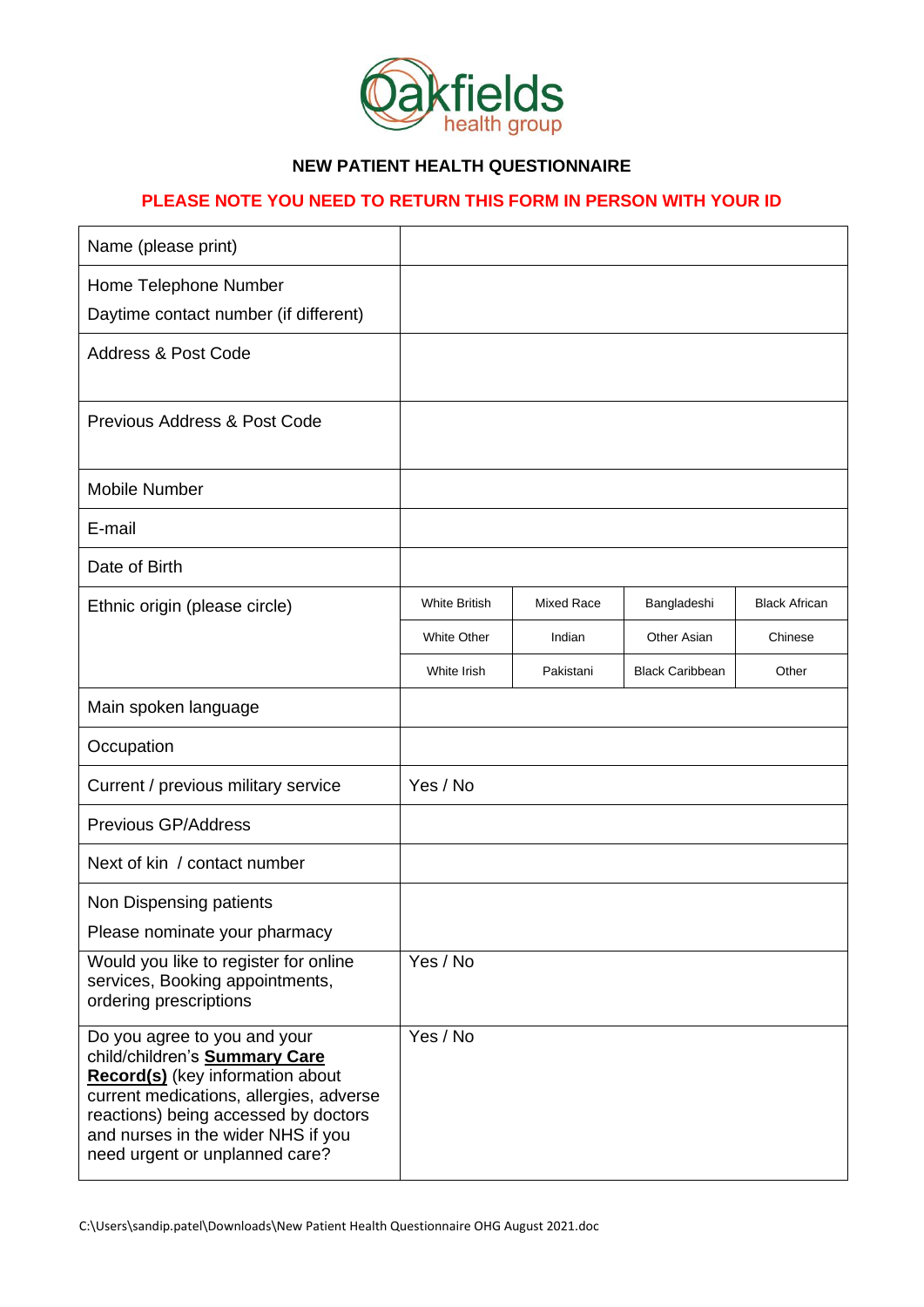Oakfields health group

# NEW PATIENT HEALTH QUESTIONNAIRE

**PLEASE NOTE YOU NEED TO RETURN THIS FORM IN PERSON WITH YOUR ID**

| | | | | |
|---|---|---|---|---|
| Name (please print) | | | | |
| Home Telephone Number<br>Daytime contact number (if different) | | | | |
| Address & Post Code | | | | |
| Previous Address & Post Code | | | | |
| Mobile Number | | | | |
| E-mail | | | | |
| Date of Birth | | | | |
| Ethnic origin (please circle) | White British | Mixed Race | Bangladeshi | Black African |
| | White Other | Indian | Other Asian | Chinese |
| | White Irish | Pakistani | Black Caribbean | Other |
| Main spoken language | | | | |
| Occupation | | | | |
| Current / previous military service | Yes / No | | | |
| Previous GP/Address | | | | |
| Next of kin / contact number | | | | |
| Non Dispensing patients<br>Please nominate your pharmacy | | | | |
| Would you like to register for online services, Booking appointments, ordering prescriptions | Yes / No | | | |
| Do you agree to you and your child/children's **Summary Care Record(s)** (key information about current medications, allergies, adverse reactions) being accessed by doctors and nurses in the wider NHS if you need urgent or unplanned care? | Yes / No | | | |

C:\Users\sandip.patel\Downloads\New Patient Health Questionnaire OHG August 2021.doc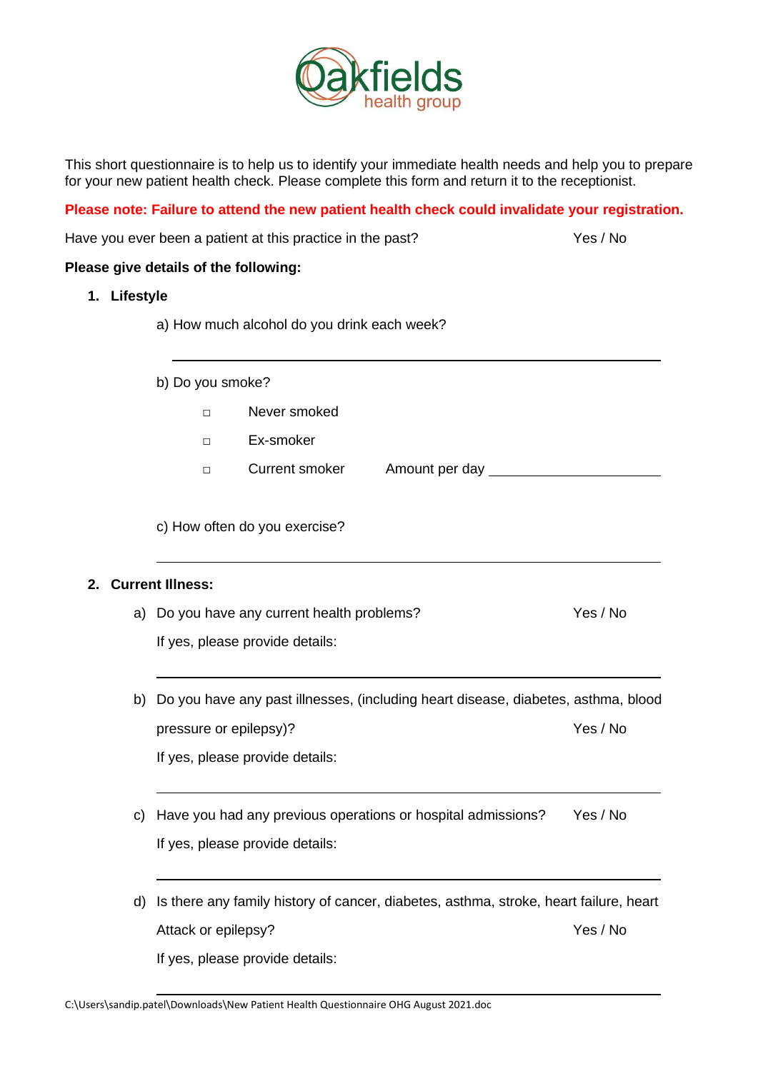Oakfields health group

This short questionnaire is to help us to identify your immediate health needs and help you to prepare for your new patient health check. Please complete this form and return it to the receptionist.

**Please note: Failure to attend the new patient health check could invalidate your registration.**

Have you ever been a patient at this practice in the past? Yes / No

**Please give details of the following:**

1. **Lifestyle**

   a) How much alcohol do you drink each week?

   ______________________________________________

   b) Do you smoke?

   □ Never smoked

   □ Ex-smoker

   □ Current smoker Amount per day ____________________

   c) How often do you exercise?

   ______________________________________________

2. **Current Illness:**

   a) Do you have any current health problems? Yes / No

   If yes, please provide details:

   ______________________________________________

   b) Do you have any past illnesses, (including heart disease, diabetes, asthma, blood pressure or epilepsy)? Yes / No

   If yes, please provide details:

   ______________________________________________

   c) Have you had any previous operations or hospital admissions? Yes / No

   If yes, please provide details:

   ______________________________________________

   d) Is there any family history of cancer, diabetes, asthma, stroke, heart failure, heart Attack or epilepsy? Yes / No

   If yes, please provide details:

   ______________________________________________

C:\Users\sandip.patel\Downloads\New Patient Health Questionnaire OHG August 2021.doc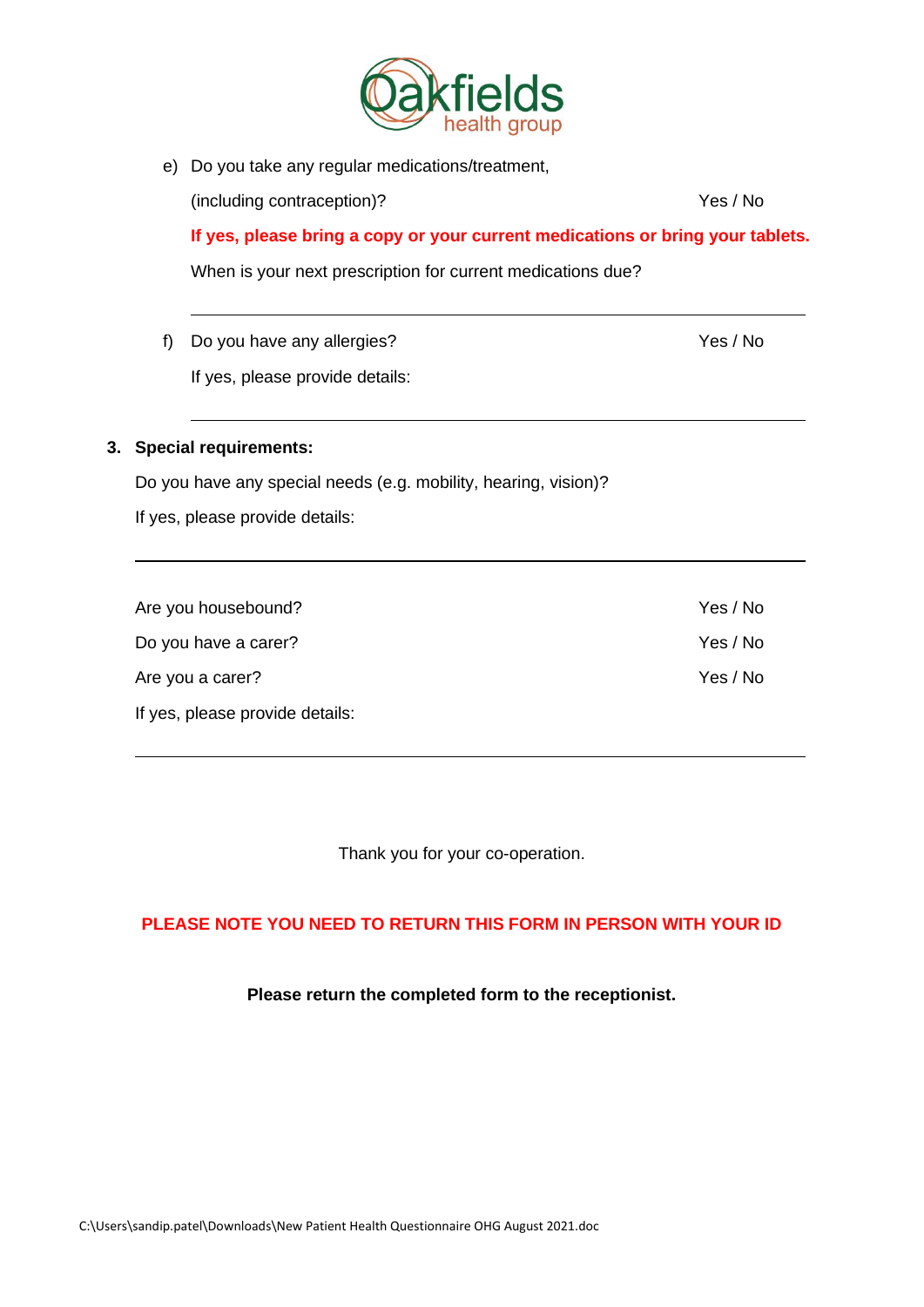Oakfields health group

e) Do you take any regular medications/treatment, (including contraception)? Yes / No

**If yes, please bring a copy or your current medications or bring your tablets.**

When is your next prescription for current medications due?

---

f) Do you have any allergies? Yes / No

If yes, please provide details:

---

**3. Special requirements:**

Do you have any special needs (e.g. mobility, hearing, vision)?

If yes, please provide details:

---

Are you housebound? Yes / No

Do you have a carer? Yes / No

Are you a carer? Yes / No

If yes, please provide details:

---

Thank you for your co-operation.

**PLEASE NOTE YOU NEED TO RETURN THIS FORM IN PERSON WITH YOUR ID**

**Please return the completed form to the receptionist.**

C:\Users\sandip.patel\Downloads\New Patient Health Questionnaire OHG August 2021.doc